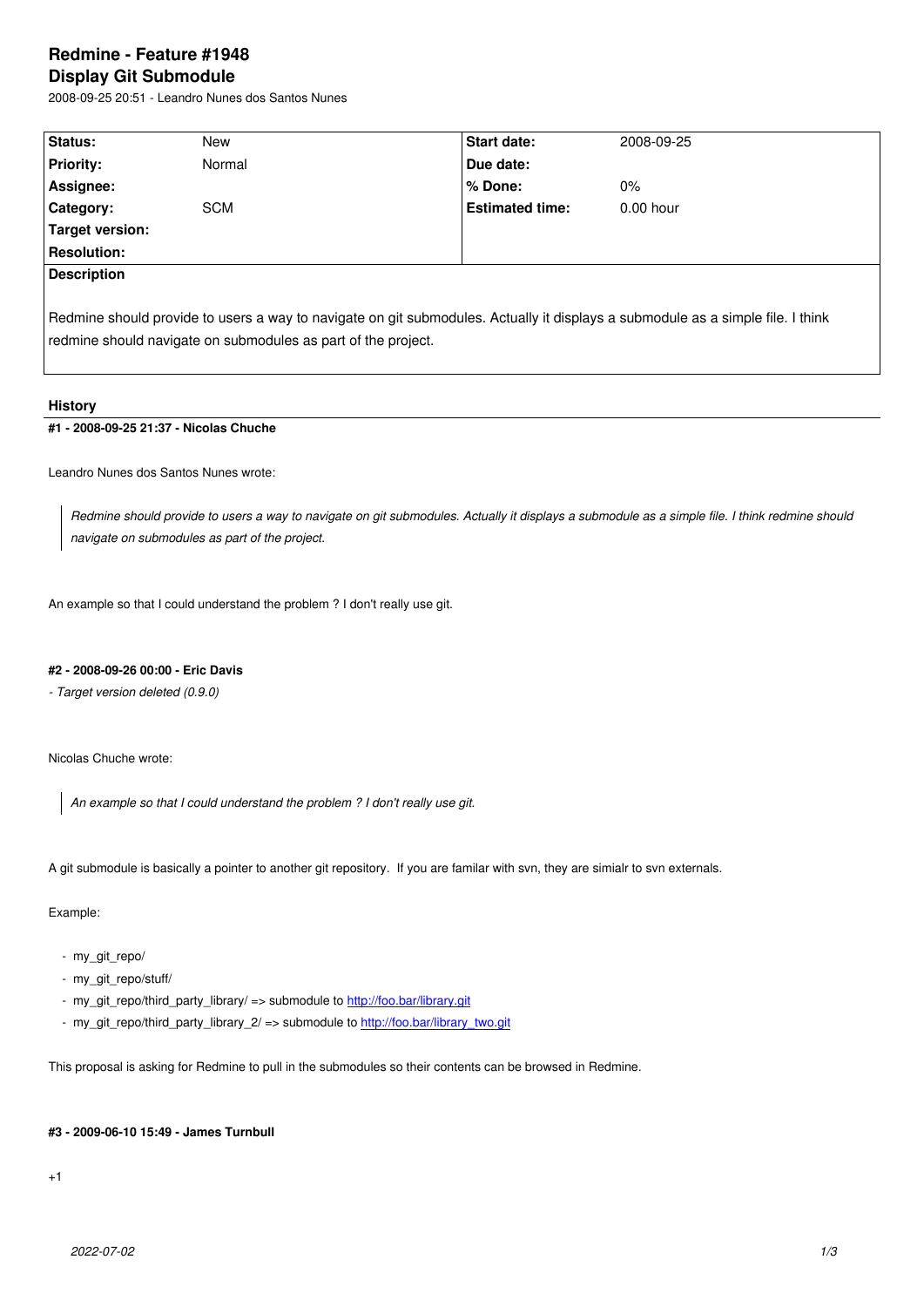# Redmine - Feature #1948

## Display Git Submodule

2008-09-25 20:51 - Leandro Nunes dos Santos Nunes

| Status: | New | Start date: | 2008-09-25 |
|---|---|---|---|
| Priority: | Normal | Due date: | |
| Assignee: | | % Done: | 0% |
| Category: | SCM | Estimated time: | 0.00 hour |
| Target version: | | | |
| Resolution: | | | |

**Description**

Redmine should provide to users a way to navigate on git submodules. Actually it displays a submodule as a simple file. I think redmine should navigate on submodules as part of the project.

### History

#### #1 - 2008-09-25 21:37 - Nicolas Chuche

Leandro Nunes dos Santos Nunes wrote:

> *Redmine should provide to users a way to navigate on git submodules. Actually it displays a submodule as a simple file. I think redmine should navigate on submodules as part of the project.*

An example so that I could understand the problem ? I don't really use git.

#### #2 - 2008-09-26 00:00 - Eric Davis

*- Target version deleted (0.9.0)*

Nicolas Chuche wrote:

> *An example so that I could understand the problem ? I don't really use git.*

A git submodule is basically a pointer to another git repository. If you are familar with svn, they are simialr to svn externals.

Example:

- my_git_repo/
- my_git_repo/stuff/
- my_git_repo/third_party_library/ => submodule to http://foo.bar/library.git
- my_git_repo/third_party_library_2/ => submodule to http://foo.bar/library_two.git

This proposal is asking for Redmine to pull in the submodules so their contents can be browsed in Redmine.

#### #3 - 2009-06-10 15:49 - James Turnbull

+1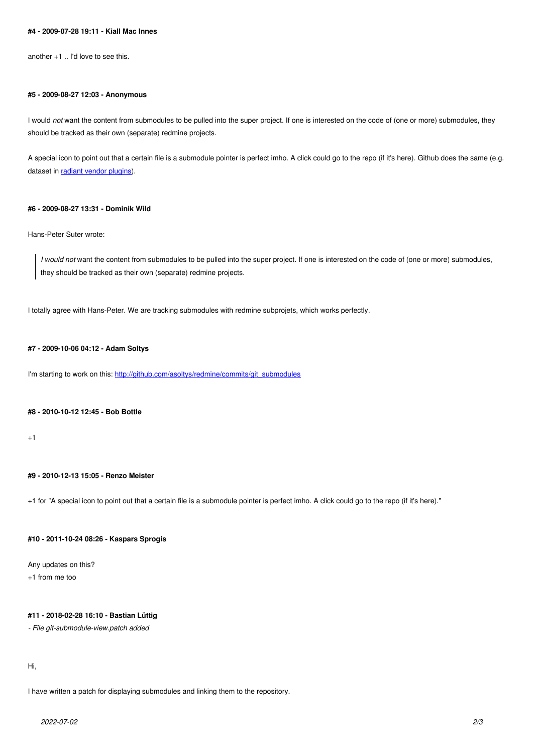#### #4 - 2009-07-28 19:11 - Kiall Mac Innes

another +1 .. I'd love to see this.

#### #5 - 2009-08-27 12:03 - Anonymous

I would *not* want the content from submodules to be pulled into the super project. If one is interested on the code of (one or more) submodules, they should be tracked as their own (separate) redmine projects.

A special icon to point out that a certain file is a submodule pointer is perfect imho. A click could go to the repo (if it's here). Github does the same (e.g. dataset in [radiant vendor plugins](radiant vendor plugins)).

#### #6 - 2009-08-27 13:31 - Dominik Wild

Hans-Peter Suter wrote:

> *I would not* want the content from submodules to be pulled into the super project. If one is interested on the code of (one or more) submodules, they should be tracked as their own (separate) redmine projects.

I totally agree with Hans-Peter. We are tracking submodules with redmine subprojets, which works perfectly.

#### #7 - 2009-10-06 04:12 - Adam Soltys

I'm starting to work on this: [http://github.com/asoltys/redmine/commits/git_submodules](http://github.com/asoltys/redmine/commits/git_submodules)

#### #8 - 2010-10-12 12:45 - Bob Bottle

+1

#### #9 - 2010-12-13 15:05 - Renzo Meister

+1 for "A special icon to point out that a certain file is a submodule pointer is perfect imho. A click could go to the repo (if it's here)."

#### #10 - 2011-10-24 08:26 - Kaspars Sprogis

Any updates on this?
+1 from me too

#### #11 - 2018-02-28 16:10 - Bastian Lüttig

*- File git-submodule-view.patch added*

Hi,

I have written a patch for displaying submodules and linking them to the repository.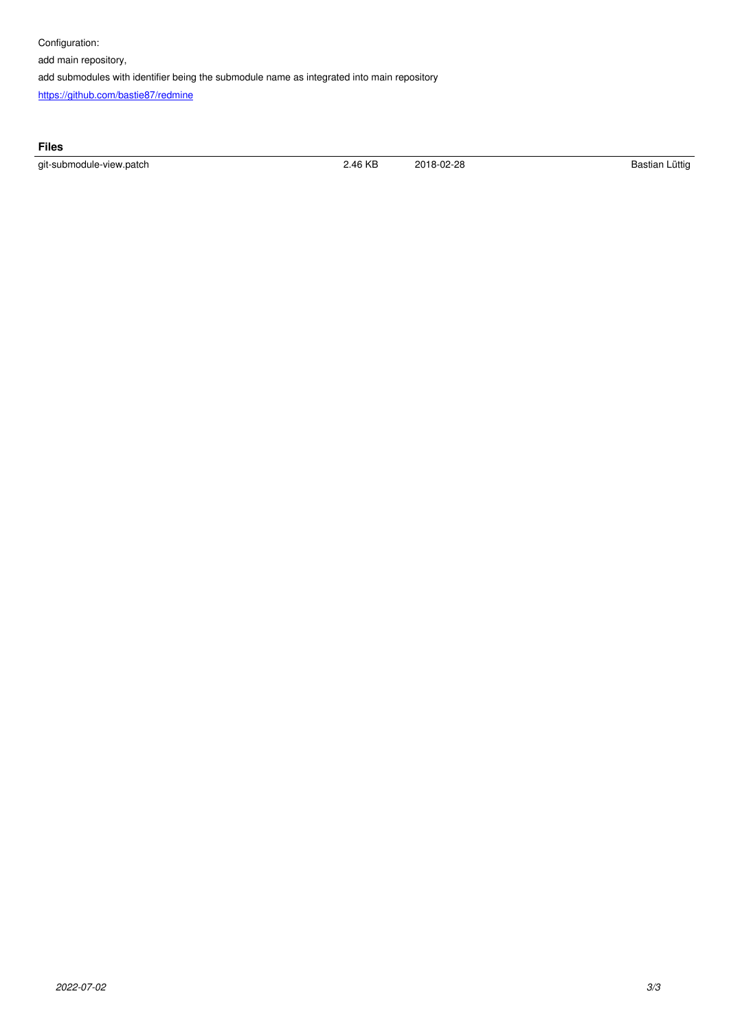Configuration:

add main repository,

add submodules with identifier being the submodule name as integrated into main repository

https://github.com/bastie87/redmine

**Files**

| | | | |
|---|---|---|---|
| git-submodule-view.patch | 2.46 KB | 2018-02-28 | Bastian Lüttig |